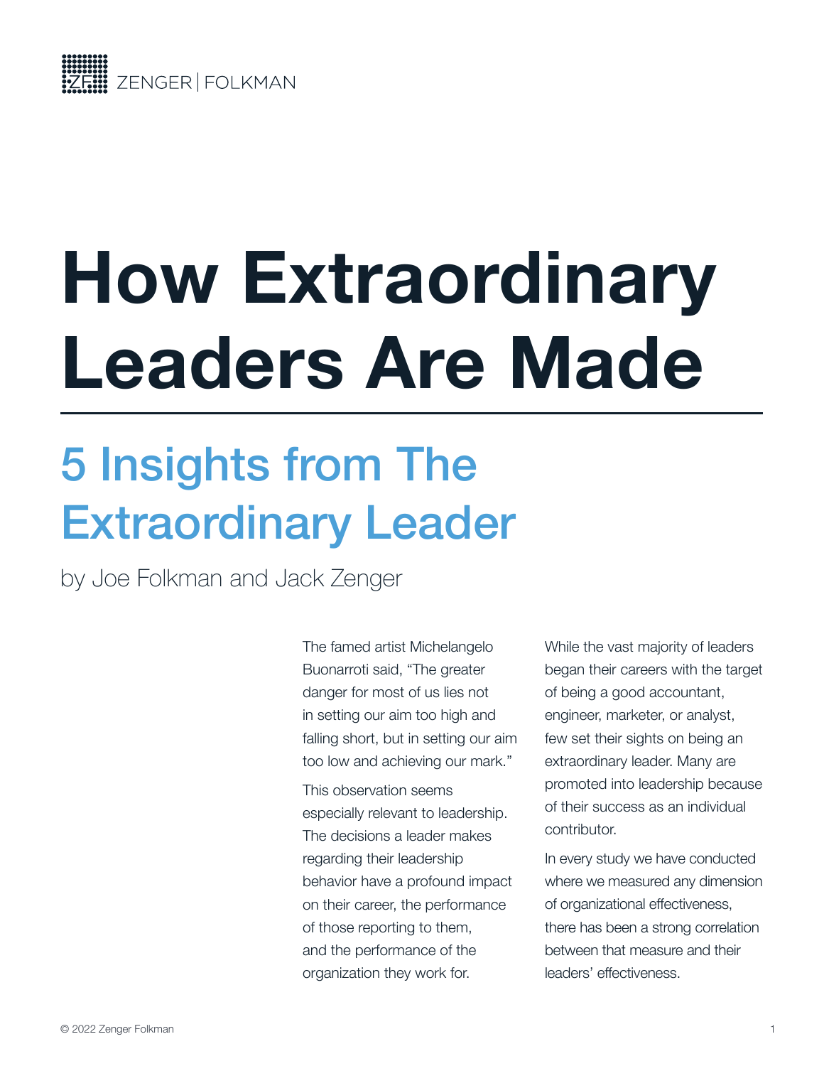ZENGER | FOLKMAN

# How Extraordinary Leaders Are Made

## 5 Insights from The Extraordinary Leader

by Joe Folkman and Jack Zenger

The famed artist Michelangelo Buonarroti said, "The greater danger for most of us lies not in setting our aim too high and falling short, but in setting our aim too low and achieving our mark."

This observation seems especially relevant to leadership. The decisions a leader makes regarding their leadership behavior have a profound impact on their career, the performance of those reporting to them, and the performance of the organization they work for.

While the vast majority of leaders began their careers with the target of being a good accountant, engineer, marketer, or analyst, few set their sights on being an extraordinary leader. Many are promoted into leadership because of their success as an individual contributor.

In every study we have conducted where we measured any dimension of organizational effectiveness, there has been a strong correlation between that measure and their leaders' effectiveness.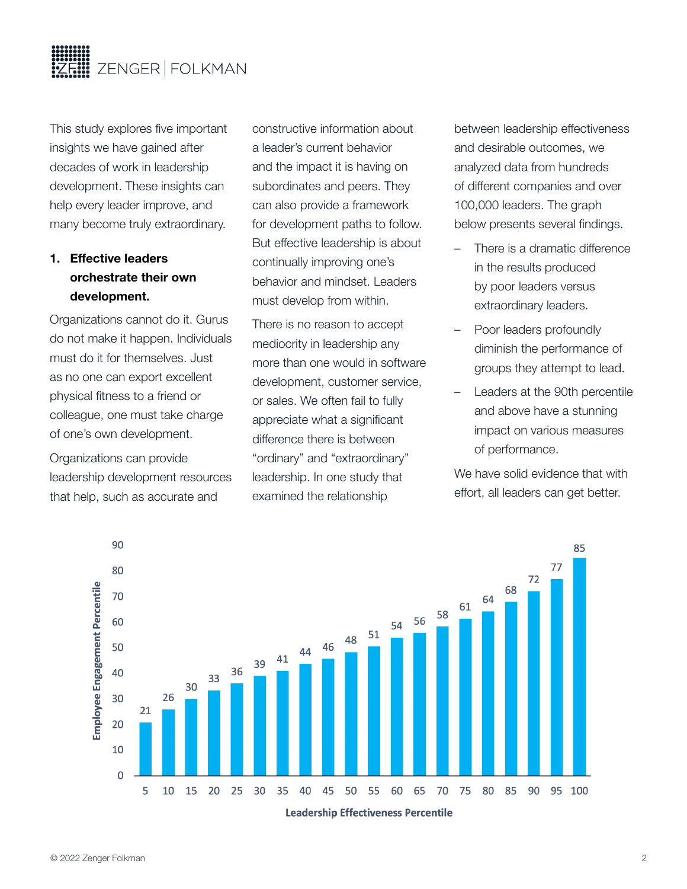This study explores five important insights we have gained after decades of work in leadership development. These insights can help every leader improve, and many become truly extraordinary.

1. **Effective leaders orchestrate their own development.**

Organizations cannot do it. Gurus do not make it happen. Individuals must do it for themselves. Just as no one can export excellent physical fitness to a friend or colleague, one must take charge of one's own development.

Organizations can provide leadership development resources that help, such as accurate and constructive information about a leader's current behavior and the impact it is having on subordinates and peers. They can also provide a framework for development paths to follow. But effective leadership is about continually improving one's behavior and mindset. Leaders must develop from within.

There is no reason to accept mediocrity in leadership any more than one would in software development, customer service, or sales. We often fail to fully appreciate what a significant difference there is between "ordinary" and "extraordinary" leadership. In one study that examined the relationship between leadership effectiveness and desirable outcomes, we analyzed data from hundreds of different companies and over 100,000 leaders. The graph below presents several findings.

- There is a dramatic difference in the results produced by poor leaders versus extraordinary leaders.
- Poor leaders profoundly diminish the performance of groups they attempt to lead.
- Leaders at the 90th percentile and above have a stunning impact on various measures of performance.

We have solid evidence that with effort, all leaders can get better.

| Leadership Effectiveness Percentile | Employee Engagement Percentile |
| --- | --- |
| 5 | 21 |
| 10 | 26 |
| 15 | 30 |
| 20 | 33 |
| 25 | 36 |
| 30 | 39 |
| 35 | 41 |
| 40 | 44 |
| 45 | 46 |
| 50 | 48 |
| 55 | 51 |
| 60 | 54 |
| 65 | 56 |
| 70 | 58 |
| 75 | 61 |
| 80 | 64 |
| 85 | 68 |
| 90 | 72 |
| 95 | 77 |
| 100 | 85 |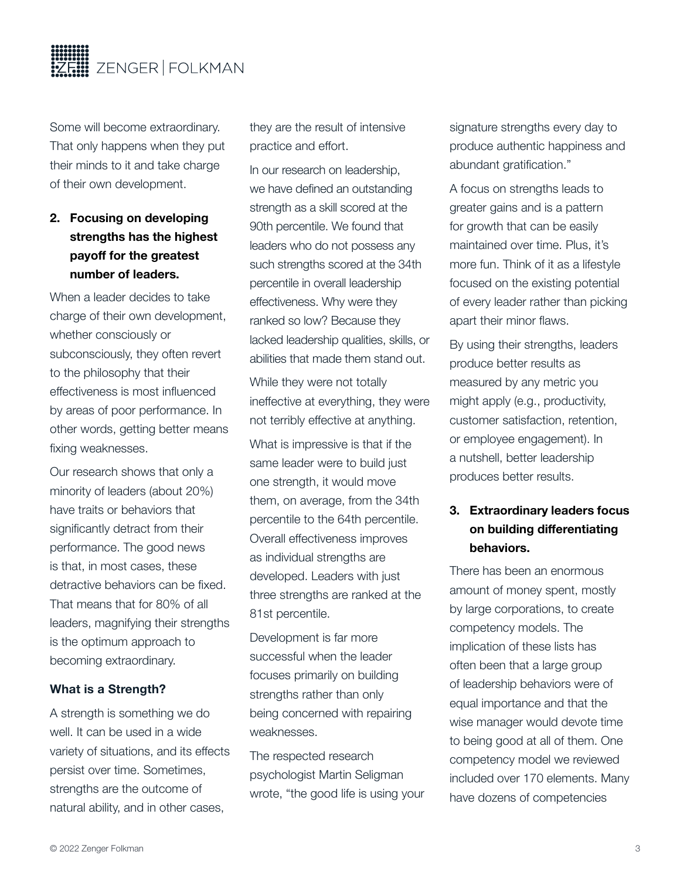Some will become extraordinary. That only happens when they put their minds to it and take charge of their own development.

2. **Focusing on developing strengths has the highest payoff for the greatest number of leaders.**

When a leader decides to take charge of their own development, whether consciously or subconsciously, they often revert to the philosophy that their effectiveness is most influenced by areas of poor performance. In other words, getting better means fixing weaknesses.

Our research shows that only a minority of leaders (about 20%) have traits or behaviors that significantly detract from their performance. The good news is that, in most cases, these detractive behaviors can be fixed. That means that for 80% of all leaders, magnifying their strengths is the optimum approach to becoming extraordinary.

### What is a Strength?

A strength is something we do well. It can be used in a wide variety of situations, and its effects persist over time. Sometimes, strengths are the outcome of natural ability, and in other cases, they are the result of intensive practice and effort.

In our research on leadership, we have defined an outstanding strength as a skill scored at the 90th percentile. We found that leaders who do not possess any such strengths scored at the 34th percentile in overall leadership effectiveness. Why were they ranked so low? Because they lacked leadership qualities, skills, or abilities that made them stand out.

While they were not totally ineffective at everything, they were not terribly effective at anything.

What is impressive is that if the same leader were to build just one strength, it would move them, on average, from the 34th percentile to the 64th percentile. Overall effectiveness improves as individual strengths are developed. Leaders with just three strengths are ranked at the 81st percentile.

Development is far more successful when the leader focuses primarily on building strengths rather than only being concerned with repairing weaknesses.

The respected research psychologist Martin Seligman wrote, "the good life is using your signature strengths every day to produce authentic happiness and abundant gratification."

A focus on strengths leads to greater gains and is a pattern for growth that can be easily maintained over time. Plus, it's more fun. Think of it as a lifestyle focused on the existing potential of every leader rather than picking apart their minor flaws.

By using their strengths, leaders produce better results as measured by any metric you might apply (e.g., productivity, customer satisfaction, retention, or employee engagement). In a nutshell, better leadership produces better results.

3. **Extraordinary leaders focus on building differentiating behaviors.**

There has been an enormous amount of money spent, mostly by large corporations, to create competency models. The implication of these lists has often been that a large group of leadership behaviors were of equal importance and that the wise manager would devote time to being good at all of them. One competency model we reviewed included over 170 elements. Many have dozens of competencies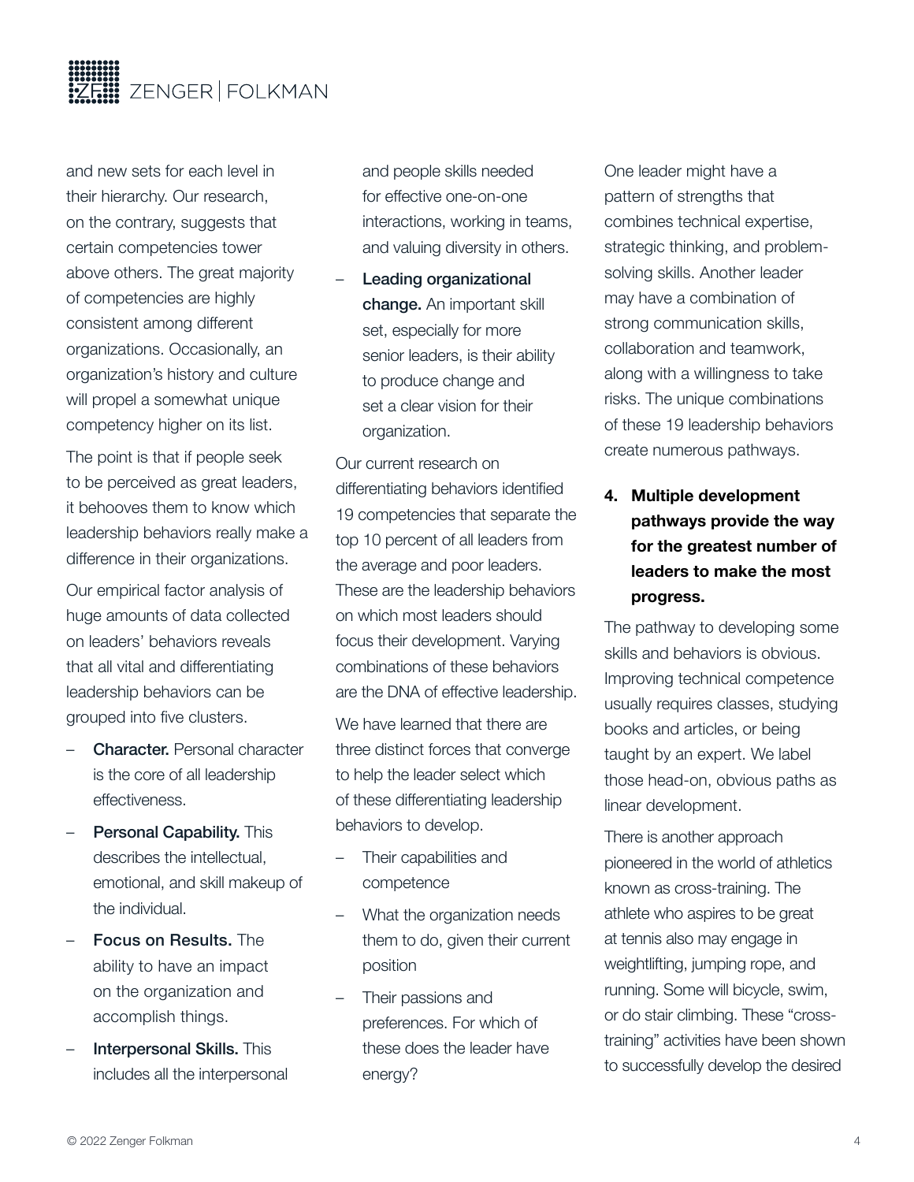and new sets for each level in their hierarchy. Our research, on the contrary, suggests that certain competencies tower above others. The great majority of competencies are highly consistent among different organizations. Occasionally, an organization's history and culture will propel a somewhat unique competency higher on its list.

The point is that if people seek to be perceived as great leaders, it behooves them to know which leadership behaviors really make a difference in their organizations.

Our empirical factor analysis of huge amounts of data collected on leaders' behaviors reveals that all vital and differentiating leadership behaviors can be grouped into five clusters.

- **Character.** Personal character is the core of all leadership effectiveness.
- **Personal Capability.** This describes the intellectual, emotional, and skill makeup of the individual.
- **Focus on Results.** The ability to have an impact on the organization and accomplish things.
- **Interpersonal Skills.** This includes all the interpersonal and people skills needed for effective one-on-one interactions, working in teams, and valuing diversity in others.
- **Leading organizational change.** An important skill set, especially for more senior leaders, is their ability to produce change and set a clear vision for their organization.

Our current research on differentiating behaviors identified 19 competencies that separate the top 10 percent of all leaders from the average and poor leaders. These are the leadership behaviors on which most leaders should focus their development. Varying combinations of these behaviors are the DNA of effective leadership.

We have learned that there are three distinct forces that converge to help the leader select which of these differentiating leadership behaviors to develop.

- Their capabilities and competence
- What the organization needs them to do, given their current position
- Their passions and preferences. For which of these does the leader have energy?

One leader might have a pattern of strengths that combines technical expertise, strategic thinking, and problem-solving skills. Another leader may have a combination of strong communication skills, collaboration and teamwork, along with a willingness to take risks. The unique combinations of these 19 leadership behaviors create numerous pathways.

### 4. Multiple development pathways provide the way for the greatest number of leaders to make the most progress.

The pathway to developing some skills and behaviors is obvious. Improving technical competence usually requires classes, studying books and articles, or being taught by an expert. We label those head-on, obvious paths as linear development.

There is another approach pioneered in the world of athletics known as cross-training. The athlete who aspires to be great at tennis also may engage in weightlifting, jumping rope, and running. Some will bicycle, swim, or do stair climbing. These "cross-training" activities have been shown to successfully develop the desired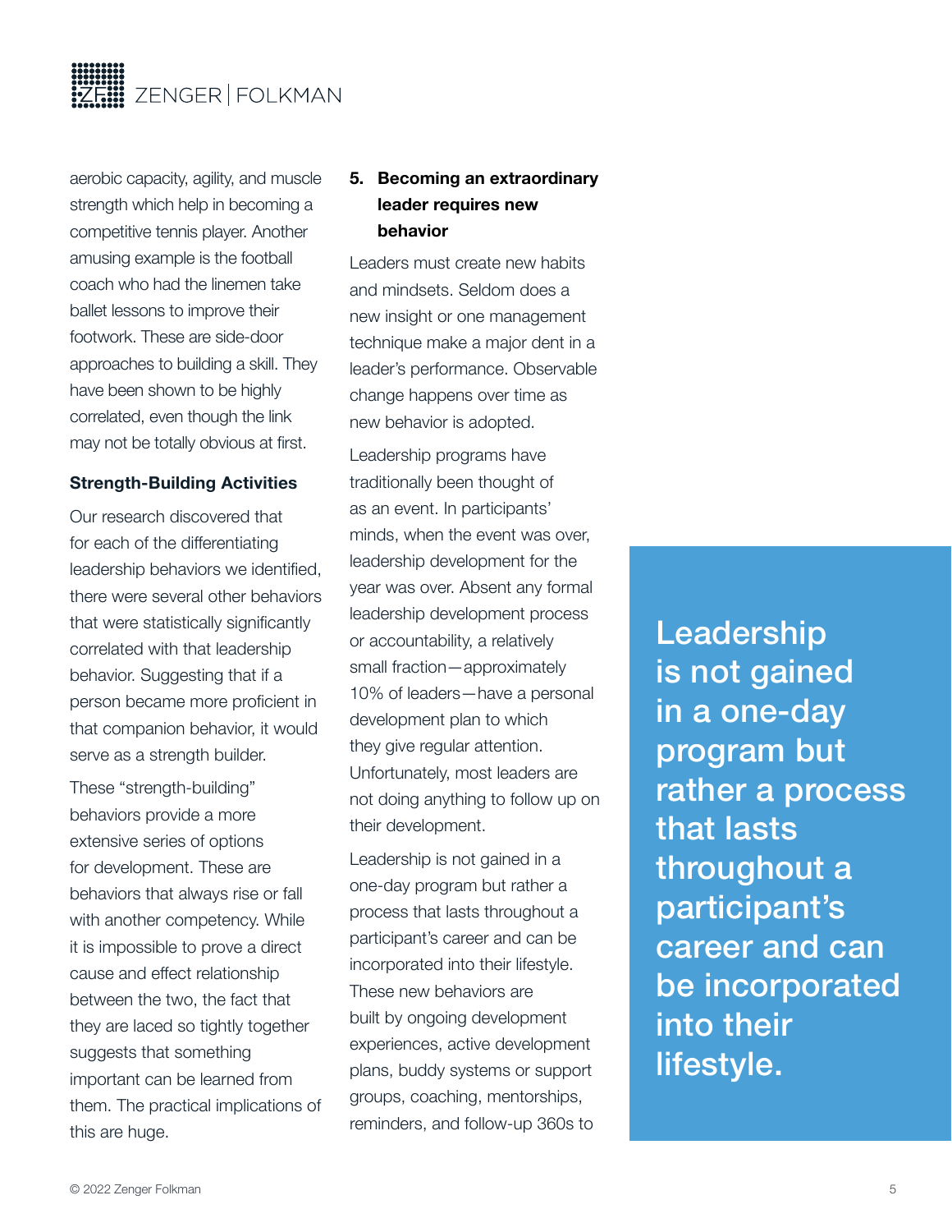aerobic capacity, agility, and muscle strength which help in becoming a competitive tennis player. Another amusing example is the football coach who had the linemen take ballet lessons to improve their footwork. These are side-door approaches to building a skill. They have been shown to be highly correlated, even though the link may not be totally obvious at first.

**Strength-Building Activities**

Our research discovered that for each of the differentiating leadership behaviors we identified, there were several other behaviors that were statistically significantly correlated with that leadership behavior. Suggesting that if a person became more proficient in that companion behavior, it would serve as a strength builder.

These "strength-building" behaviors provide a more extensive series of options for development. These are behaviors that always rise or fall with another competency. While it is impossible to prove a direct cause and effect relationship between the two, the fact that they are laced so tightly together suggests that something important can be learned from them. The practical implications of this are huge.

**5. Becoming an extraordinary leader requires new behavior**

Leaders must create new habits and mindsets. Seldom does a new insight or one management technique make a major dent in a leader's performance. Observable change happens over time as new behavior is adopted.

Leadership programs have traditionally been thought of as an event. In participants' minds, when the event was over, leadership development for the year was over. Absent any formal leadership development process or accountability, a relatively small fraction—approximately 10% of leaders—have a personal development plan to which they give regular attention. Unfortunately, most leaders are not doing anything to follow up on their development.

Leadership is not gained in a one-day program but rather a process that lasts throughout a participant's career and can be incorporated into their lifestyle. These new behaviors are built by ongoing development experiences, active development plans, buddy systems or support groups, coaching, mentorships, reminders, and follow-up 360s to

> Leadership is not gained in a one-day program but rather a process that lasts throughout a participant's career and can be incorporated into their lifestyle.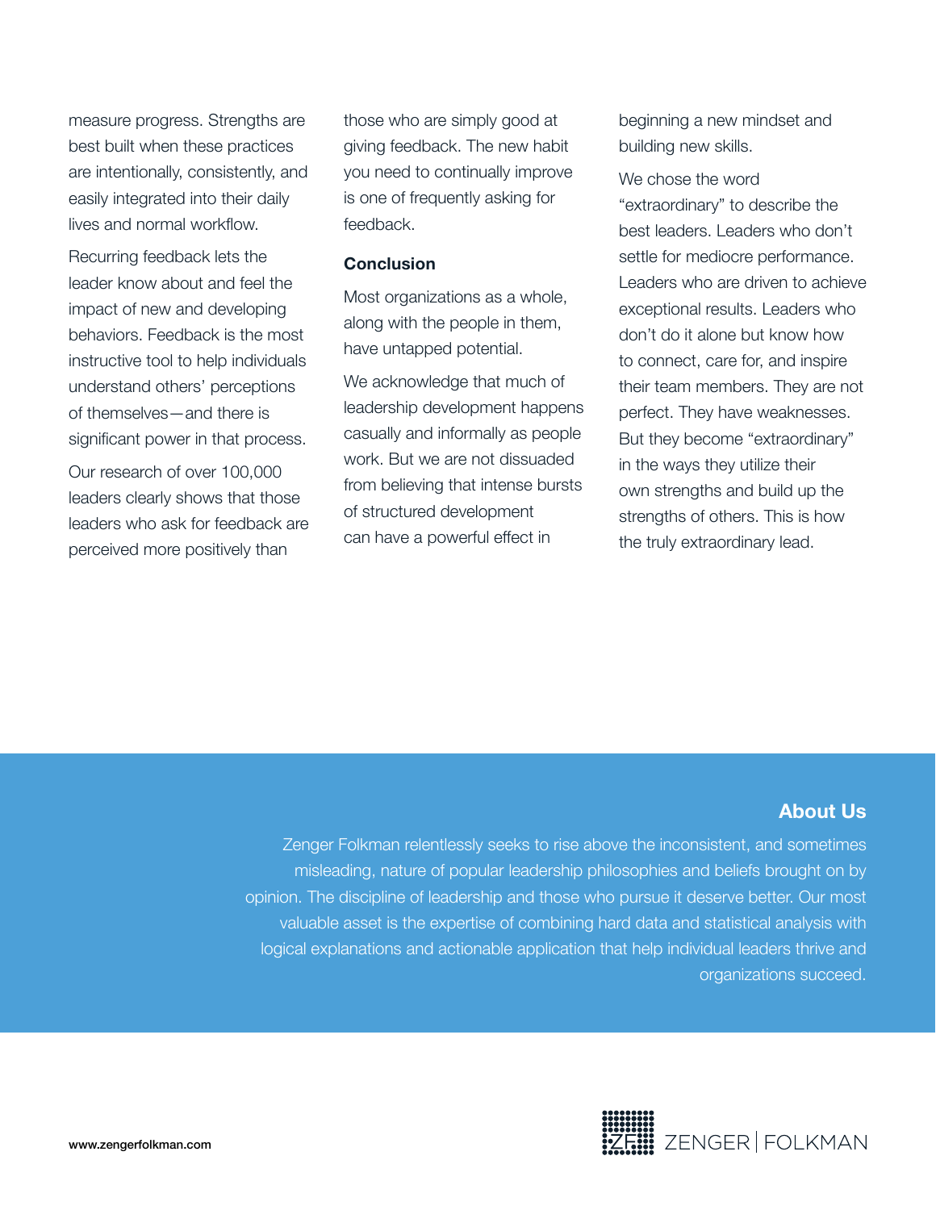measure progress. Strengths are best built when these practices are intentionally, consistently, and easily integrated into their daily lives and normal workflow.

Recurring feedback lets the leader know about and feel the impact of new and developing behaviors. Feedback is the most instructive tool to help individuals understand others' perceptions of themselves—and there is significant power in that process.

Our research of over 100,000 leaders clearly shows that those leaders who ask for feedback are perceived more positively than those who are simply good at giving feedback. The new habit you need to continually improve is one of frequently asking for feedback.

## Conclusion

Most organizations as a whole, along with the people in them, have untapped potential.

We acknowledge that much of leadership development happens casually and informally as people work. But we are not dissuaded from believing that intense bursts of structured development can have a powerful effect in beginning a new mindset and building new skills.

We chose the word "extraordinary" to describe the best leaders. Leaders who don't settle for mediocre performance. Leaders who are driven to achieve exceptional results. Leaders who don't do it alone but know how to connect, care for, and inspire their team members. They are not perfect. They have weaknesses. But they become "extraordinary" in the ways they utilize their own strengths and build up the strengths of others. This is how the truly extraordinary lead.

## About Us

Zenger Folkman relentlessly seeks to rise above the inconsistent, and sometimes misleading, nature of popular leadership philosophies and beliefs brought on by opinion. The discipline of leadership and those who pursue it deserve better. Our most valuable asset is the expertise of combining hard data and statistical analysis with logical explanations and actionable application that help individual leaders thrive and organizations succeed.

www.zengerfolkman.com

ZENGER | FOLKMAN